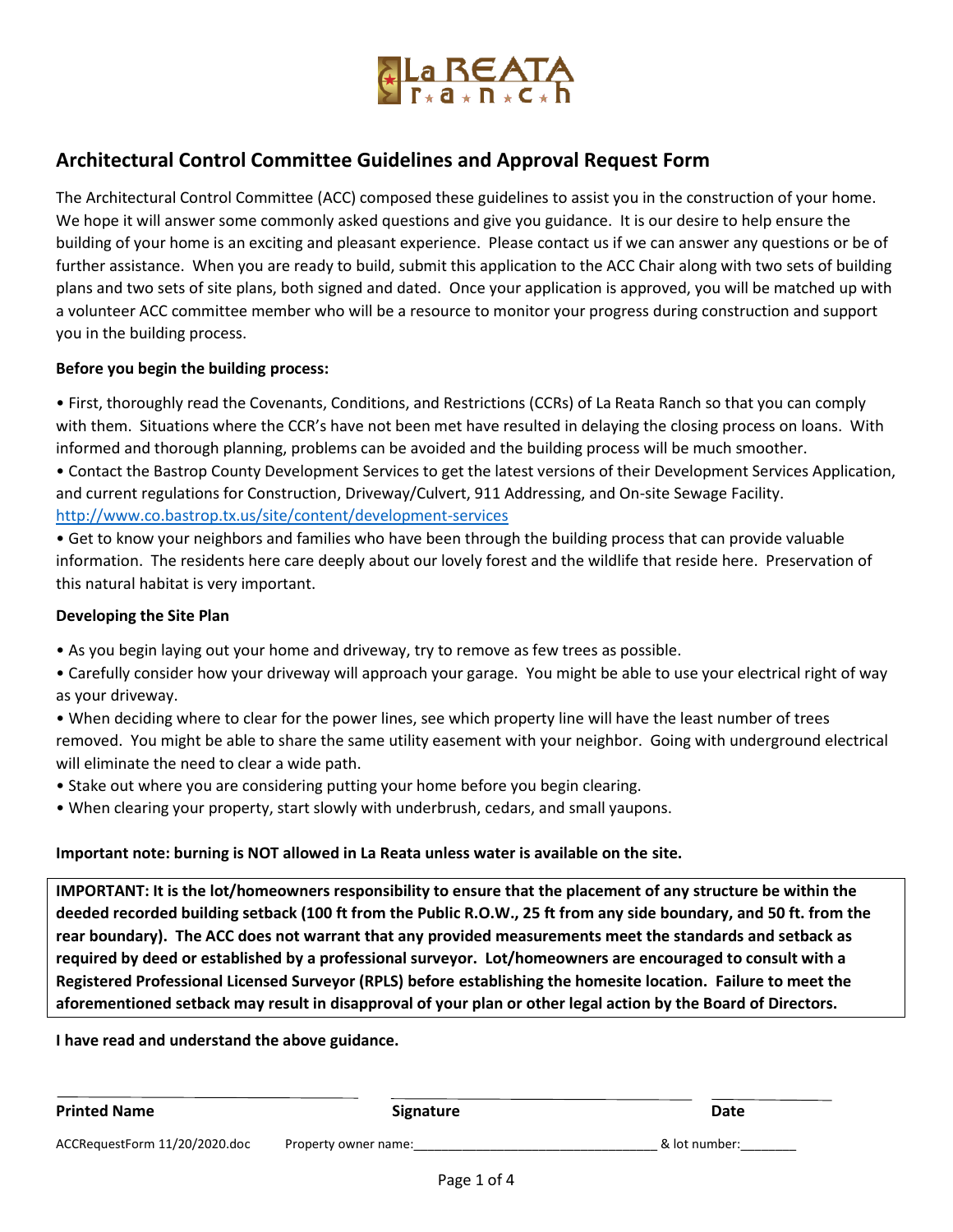La REATA ranch

## Architectural Control Committee Guidelines and Approval Request Form

The Architectural Control Committee (ACC) composed these guidelines to assist you in the construction of your home. We hope it will answer some commonly asked questions and give you guidance. It is our desire to help ensure the building of your home is an exciting and pleasant experience. Please contact us if we can answer any questions or be of further assistance. When you are ready to build, submit this application to the ACC Chair along with two sets of building plans and two sets of site plans, both signed and dated. Once your application is approved, you will be matched up with a volunteer ACC committee member who will be a resource to monitor your progress during construction and support you in the building process.

**Before you begin the building process:**

• First, thoroughly read the Covenants, Conditions, and Restrictions (CCRs) of La Reata Ranch so that you can comply with them. Situations where the CCR's have not been met have resulted in delaying the closing process on loans. With informed and thorough planning, problems can be avoided and the building process will be much smoother.

• Contact the Bastrop County Development Services to get the latest versions of their Development Services Application, and current regulations for Construction, Driveway/Culvert, 911 Addressing, and On-site Sewage Facility. http://www.co.bastrop.tx.us/site/content/development-services

• Get to know your neighbors and families who have been through the building process that can provide valuable information. The residents here care deeply about our lovely forest and the wildlife that reside here. Preservation of this natural habitat is very important.

**Developing the Site Plan**

• As you begin laying out your home and driveway, try to remove as few trees as possible.

• Carefully consider how your driveway will approach your garage. You might be able to use your electrical right of way as your driveway.

• When deciding where to clear for the power lines, see which property line will have the least number of trees removed. You might be able to share the same utility easement with your neighbor. Going with underground electrical will eliminate the need to clear a wide path.

• Stake out where you are considering putting your home before you begin clearing.

• When clearing your property, start slowly with underbrush, cedars, and small yaupons.

**Important note: burning is NOT allowed in La Reata unless water is available on the site.**

**IMPORTANT: It is the lot/homeowners responsibility to ensure that the placement of any structure be within the deeded recorded building setback (100 ft from the Public R.O.W., 25 ft from any side boundary, and 50 ft. from the rear boundary). The ACC does not warrant that any provided measurements meet the standards and setback as required by deed or established by a professional surveyor. Lot/homeowners are encouraged to consult with a Registered Professional Licensed Surveyor (RPLS) before establishing the homesite location. Failure to meet the aforementioned setback may result in disapproval of your plan or other legal action by the Board of Directors.**

**I have read and understand the above guidance.**

| **Printed Name** | **Signature** | **Date** |
|---|---|---|

ACCRequestForm 11/20/2020.doc    Property owner name:________________________________ & lot number:________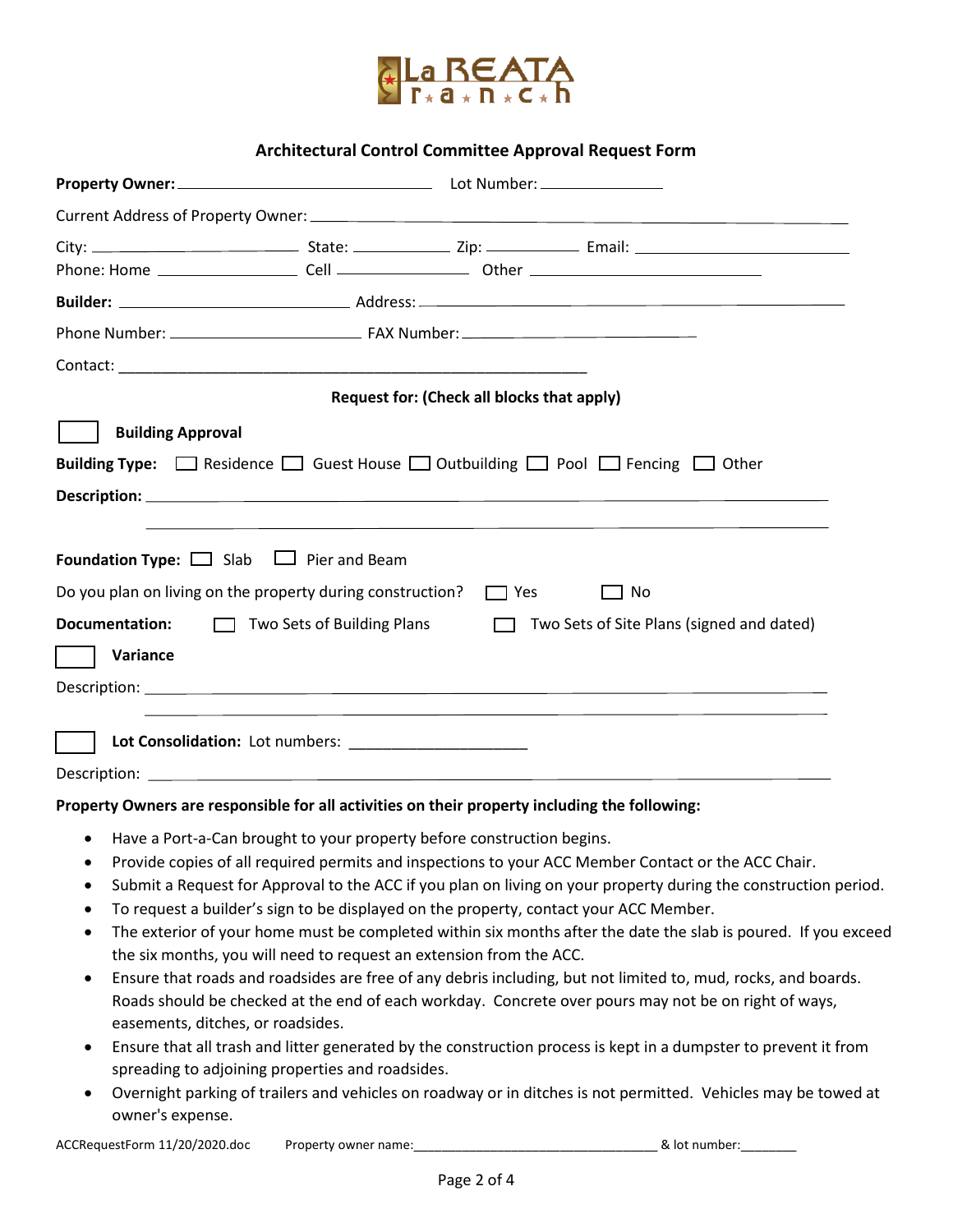La REATA ranch

## Architectural Control Committee Approval Request Form

**Property Owner:** ______________________________ Lot Number: ______________

Current Address of Property Owner: ____________________________________________________________

City: ______________________ State: ____________ Zip: ___________ Email: ________________________

Phone: Home _________________ Cell _______________ Other ___________________________

**Builder:** ___________________________ Address: ______________________________________________

Phone Number: ______________________ FAX Number: ____________________________

Contact: ________________________________________________________

**Request for: (Check all blocks that apply)**

☐ **Building Approval**

**Building Type:** ☐ Residence ☐ Guest House ☐ Outbuilding ☐ Pool ☐ Fencing ☐ Other

**Description:** ________________________________________________________________________________

________________________________________________________________________________

**Foundation Type:** ☐ Slab ☐ Pier and Beam

Do you plan on living on the property during construction? ☐ Yes ☐ No

**Documentation:** ☐ Two Sets of Building Plans ☐ Two Sets of Site Plans (signed and dated)

☐ **Variance**

Description: ________________________________________________________________________________

________________________________________________________________________________

☐ **Lot Consolidation:** Lot numbers: ____________________

Description: ________________________________________________________________________________

**Property Owners are responsible for all activities on their property including the following:**

- Have a Port-a-Can brought to your property before construction begins.
- Provide copies of all required permits and inspections to your ACC Member Contact or the ACC Chair.
- Submit a Request for Approval to the ACC if you plan on living on your property during the construction period.
- To request a builder's sign to be displayed on the property, contact your ACC Member.
- The exterior of your home must be completed within six months after the date the slab is poured. If you exceed the six months, you will need to request an extension from the ACC.
- Ensure that roads and roadsides are free of any debris including, but not limited to, mud, rocks, and boards. Roads should be checked at the end of each workday. Concrete over pours may not be on right of ways, easements, ditches, or roadsides.
- Ensure that all trash and litter generated by the construction process is kept in a dumpster to prevent it from spreading to adjoining properties and roadsides.
- Overnight parking of trailers and vehicles on roadway or in ditches is not permitted. Vehicles may be towed at owner's expense.

ACCRequestForm 11/20/2020.doc Property owner name:________________________________ & lot number:________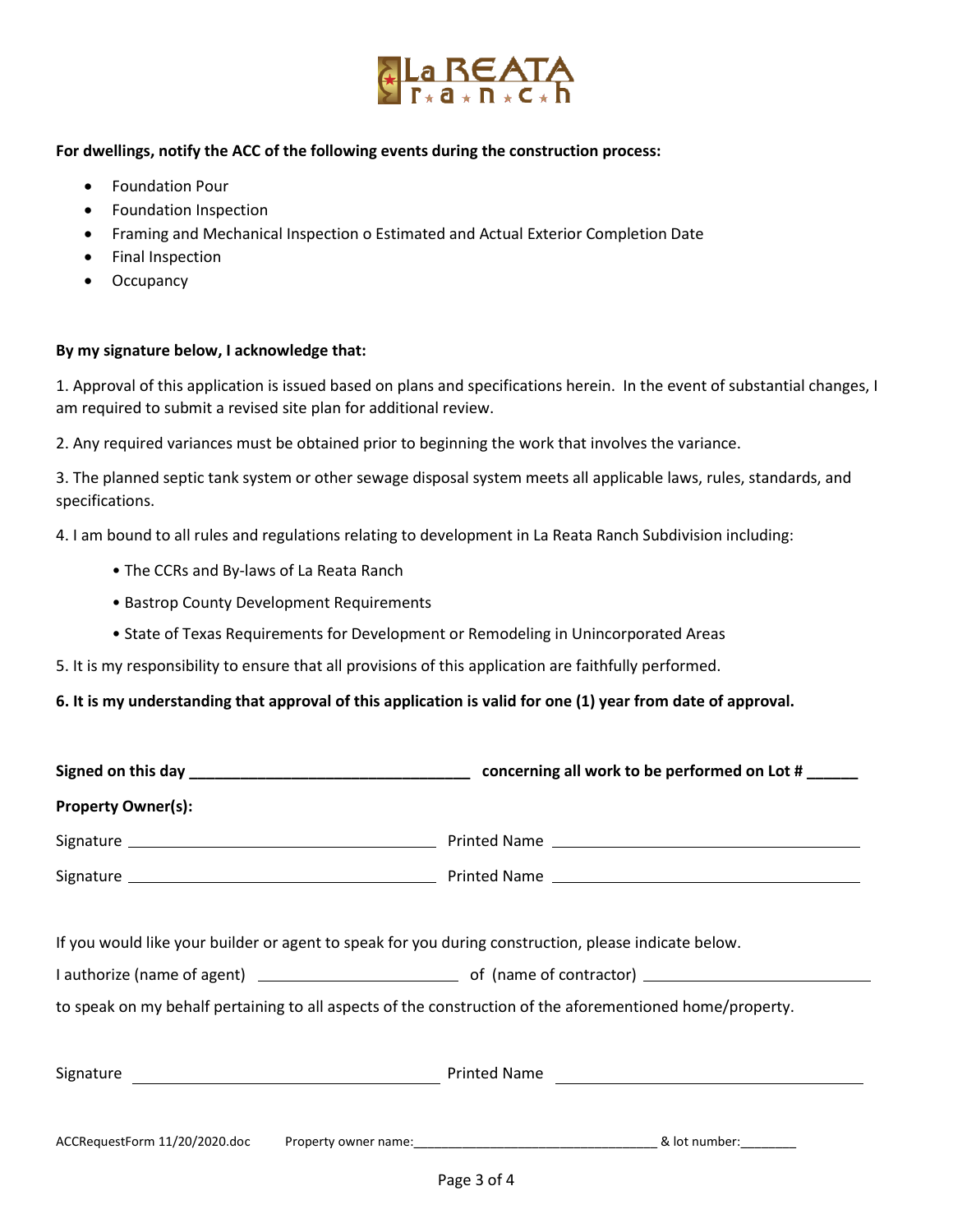**For dwellings, notify the ACC of the following events during the construction process:**

- Foundation Pour
- Foundation Inspection
- Framing and Mechanical Inspection o Estimated and Actual Exterior Completion Date
- Final Inspection
- Occupancy

**By my signature below, I acknowledge that:**

1. Approval of this application is issued based on plans and specifications herein. In the event of substantial changes, I am required to submit a revised site plan for additional review.

2. Any required variances must be obtained prior to beginning the work that involves the variance.

3. The planned septic tank system or other sewage disposal system meets all applicable laws, rules, standards, and specifications.

4. I am bound to all rules and regulations relating to development in La Reata Ranch Subdivision including:

   - The CCRs and By-laws of La Reata Ranch
   - Bastrop County Development Requirements
   - State of Texas Requirements for Development or Remodeling in Unincorporated Areas

5. It is my responsibility to ensure that all provisions of this application are faithfully performed.

**6. It is my understanding that approval of this application is valid for one (1) year from date of approval.**

**Signed on this day ________________________________ concerning all work to be performed on Lot # ______**

**Property Owner(s):**

Signature ______________________________ Printed Name ______________________________

Signature ______________________________ Printed Name ______________________________

If you would like your builder or agent to speak for you during construction, please indicate below.

I authorize (name of agent) ____________________ of (name of contractor) ______________________

to speak on my behalf pertaining to all aspects of the construction of the aforementioned home/property.

Signature ______________________________ Printed Name ______________________________

ACCRequestForm 11/20/2020.doc Property owner name:________________________________ & lot number:________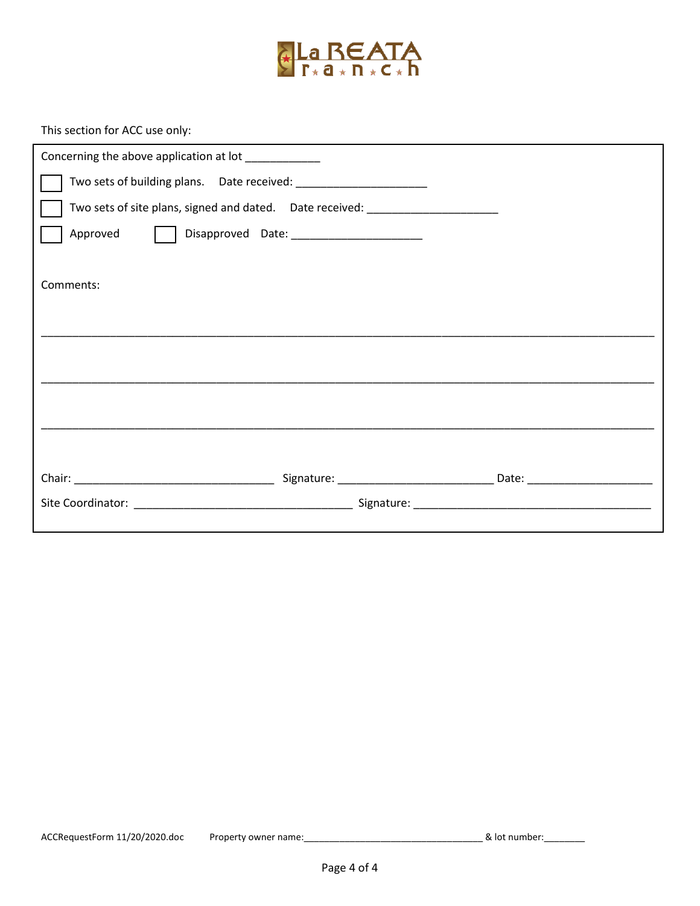La REATA ranch

This section for ACC use only:

Concerning the above application at lot ____________

☐ Two sets of building plans. Date received: ______________________

☐ Two sets of site plans, signed and dated. Date received: ______________________

☐ Approved ☐ Disapproved Date: ______________________

Comments:

_____________________________________________________________________________________________

_____________________________________________________________________________________________

_____________________________________________________________________________________________

Chair: ________________________________ Signature: ________________________ Date: ____________________

Site Coordinator: __________________________________ Signature: _____________________________________

ACCRequestForm 11/20/2020.doc Property owner name:_________________________________ & lot number:________